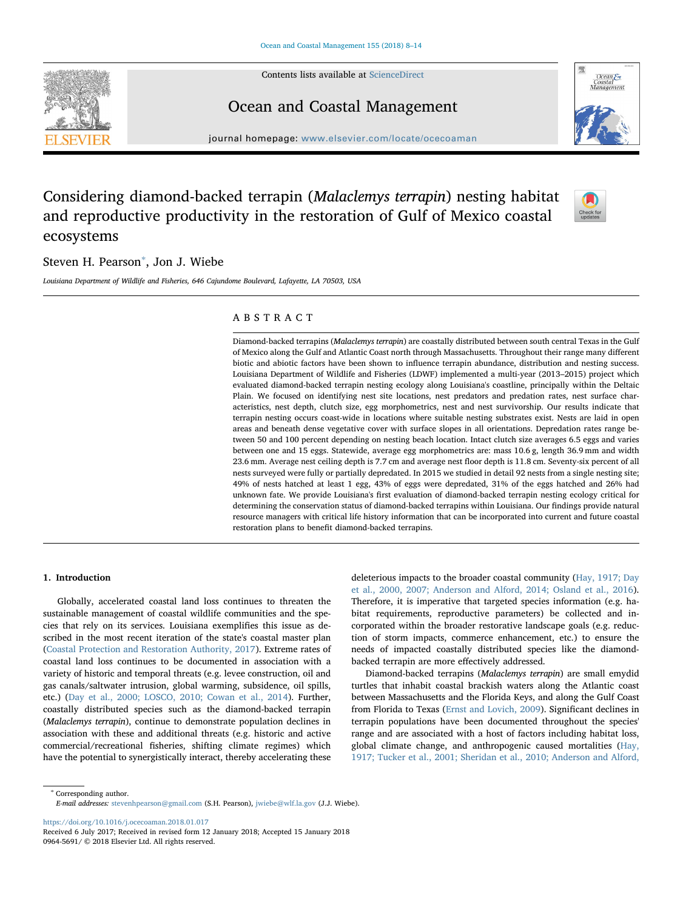Contents lists available at ScienceDirect

# Ocean and Coastal Management

journal homepage: www.elsevier.com/locate/ocecoaman

# Considering diamond-backed terrapin (*Malaclemys terrapin*) nesting habitat and reproductive productivity in the restoration of Gulf of Mexico coastal ecosystems

Steven H. Pearson*, Jon J. Wiebe

*Louisiana Department of Wildlife and Fisheries, 646 Cajundome Boulevard, Lafayette, LA 70503, USA*

## ABSTRACT

Diamond-backed terrapins (*Malaclemys terrapin*) are coastally distributed between south central Texas in the Gulf of Mexico along the Gulf and Atlantic Coast north through Massachusetts. Throughout their range many different biotic and abiotic factors have been shown to influence terrapin abundance, distribution and nesting success. Louisiana Department of Wildlife and Fisheries (LDWF) implemented a multi-year (2013–2015) project which evaluated diamond-backed terrapin nesting ecology along Louisiana's coastline, principally within the Deltaic Plain. We focused on identifying nest site locations, nest predators and predation rates, nest surface characteristics, nest depth, clutch size, egg morphometrics, nest and nest survivorship. Our results indicate that terrapin nesting occurs coast-wide in locations where suitable nesting substrates exist. Nests are laid in open areas and beneath dense vegetative cover with surface slopes in all orientations. Depredation rates range between 50 and 100 percent depending on nesting beach location. Intact clutch size averages 6.5 eggs and varies between one and 15 eggs. Statewide, average egg morphometrics are: mass 10.6 g, length 36.9 mm and width 23.6 mm. Average nest ceiling depth is 7.7 cm and average nest floor depth is 11.8 cm. Seventy-six percent of all nests surveyed were fully or partially depredated. In 2015 we studied in detail 92 nests from a single nesting site; 49% of nests hatched at least 1 egg, 43% of eggs were depredated, 31% of the eggs hatched and 26% had unknown fate. We provide Louisiana's first evaluation of diamond-backed terrapin nesting ecology critical for determining the conservation status of diamond-backed terrapins within Louisiana. Our findings provide natural resource managers with critical life history information that can be incorporated into current and future coastal restoration plans to benefit diamond-backed terrapins.

## 1. Introduction

Globally, accelerated coastal land loss continues to threaten the sustainable management of coastal wildlife communities and the species that rely on its services. Louisiana exemplifies this issue as described in the most recent iteration of the state's coastal master plan (Coastal Protection and Restoration Authority, 2017). Extreme rates of coastal land loss continues to be documented in association with a variety of historic and temporal threats (e.g. levee construction, oil and gas canals/saltwater intrusion, global warming, subsidence, oil spills, etc.) (Day et al., 2000; LOSCO, 2010; Cowan et al., 2014). Further, coastally distributed species such as the diamond-backed terrapin (*Malaclemys terrapin*), continue to demonstrate population declines in association with these and additional threats (e.g. historic and active commercial/recreational fisheries, shifting climate regimes) which have the potential to synergistically interact, thereby accelerating these deleterious impacts to the broader coastal community (Hay, 1917; Day et al., 2000, 2007; Anderson and Alford, 2014; Osland et al., 2016). Therefore, it is imperative that targeted species information (e.g. habitat requirements, reproductive parameters) be collected and incorporated within the broader restorative landscape goals (e.g. reduction of storm impacts, commerce enhancement, etc.) to ensure the needs of impacted coastally distributed species like the diamond-backed terrapin are more effectively addressed.

Diamond-backed terrapins (*Malaclemys terrapin*) are small emydid turtles that inhabit coastal brackish waters along the Atlantic coast between Massachusetts and the Florida Keys, and along the Gulf Coast from Florida to Texas (Ernst and Lovich, 2009). Significant declines in terrapin populations have been documented throughout the species' range and are associated with a host of factors including habitat loss, global climate change, and anthropogenic caused mortalities (Hay, 1917; Tucker et al., 2001; Sheridan et al., 2010; Anderson and Alford,

* Corresponding author.
*E-mail addresses:* stevenhpearson@gmail.com (S.H. Pearson), jwiebe@wlf.la.gov (J.J. Wiebe).

https://doi.org/10.1016/j.ocecoaman.2018.01.017
Received 6 July 2017; Received in revised form 12 January 2018; Accepted 15 January 2018
0964-5691/ © 2018 Elsevier Ltd. All rights reserved.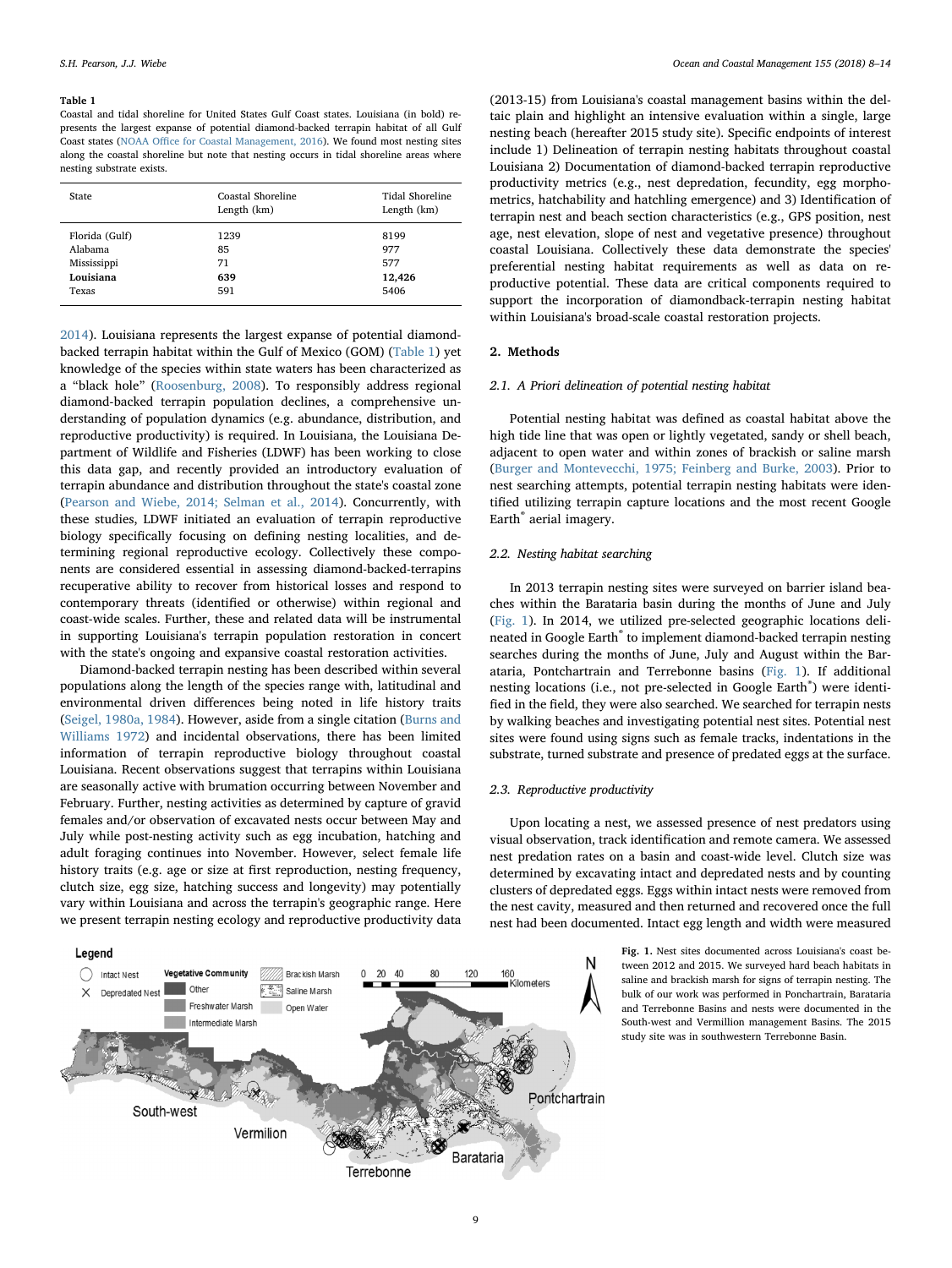**Table 1**

Coastal and tidal shoreline for United States Gulf Coast states. Louisiana (in bold) represents the largest expanse of potential diamond-backed terrapin habitat of all Gulf Coast states (NOAA Office for Coastal Management, 2016). We found most nesting sites along the coastal shoreline but note that nesting occurs in tidal shoreline areas where nesting substrate exists.

| State | Coastal Shoreline Length (km) | Tidal Shoreline Length (km) |
|---|---|---|
| Florida (Gulf) | 1239 | 8199 |
| Alabama | 85 | 977 |
| Mississippi | 71 | 577 |
| **Louisiana** | **639** | **12,426** |
| Texas | 591 | 5406 |

2014). Louisiana represents the largest expanse of potential diamond-backed terrapin habitat within the Gulf of Mexico (GOM) (Table 1) yet knowledge of the species within state waters has been characterized as a "black hole" (Roosenburg, 2008). To responsibly address regional diamond-backed terrapin population declines, a comprehensive understanding of population dynamics (e.g. abundance, distribution, and reproductive productivity) is required. In Louisiana, the Louisiana Department of Wildlife and Fisheries (LDWF) has been working to close this data gap, and recently provided an introductory evaluation of terrapin abundance and distribution throughout the state's coastal zone (Pearson and Wiebe, 2014; Selman et al., 2014). Concurrently, with these studies, LDWF initiated an evaluation of terrapin reproductive biology specifically focusing on defining nesting localities, and determining regional reproductive ecology. Collectively these components are considered essential in assessing diamond-backed-terrapins recuperative ability to recover from historical losses and respond to contemporary threats (identified or otherwise) within regional and coast-wide scales. Further, these and related data will be instrumental in supporting Louisiana's terrapin population restoration in concert with the state's ongoing and expansive coastal restoration activities.

Diamond-backed terrapin nesting has been described within several populations along the length of the species range with, latitudinal and environmental driven differences being noted in life history traits (Seigel, 1980a, 1984). However, aside from a single citation (Burns and Williams 1972) and incidental observations, there has been limited information of terrapin reproductive biology throughout coastal Louisiana. Recent observations suggest that terrapins within Louisiana are seasonally active with brumation occurring between November and February. Further, nesting activities as determined by capture of gravid females and/or observation of excavated nests occur between May and July while post-nesting activity such as egg incubation, hatching and adult foraging continues into November. However, select female life history traits (e.g. age or size at first reproduction, nesting frequency, clutch size, egg size, hatching success and longevity) may potentially vary within Louisiana and across the terrapin's geographic range. Here we present terrapin nesting ecology and reproductive productivity data (2013-15) from Louisiana's coastal management basins within the deltaic plain and highlight an intensive evaluation within a single, large nesting beach (hereafter 2015 study site). Specific endpoints of interest include 1) Delineation of terrapin nesting habitats throughout coastal Louisiana 2) Documentation of diamond-backed terrapin reproductive productivity metrics (e.g., nest depredation, fecundity, egg morphometrics, hatchability and hatchling emergence) and 3) Identification of terrapin nest and beach section characteristics (e.g., GPS position, nest age, nest elevation, slope of nest and vegetative presence) throughout coastal Louisiana. Collectively these data demonstrate the species' preferential nesting habitat requirements as well as data on reproductive potential. These data are critical components required to support the incorporation of diamondback-terrapin nesting habitat within Louisiana's broad-scale coastal restoration projects.

## 2. Methods

### 2.1. A Priori delineation of potential nesting habitat

Potential nesting habitat was defined as coastal habitat above the high tide line that was open or lightly vegetated, sandy or shell beach, adjacent to open water and within zones of brackish or saline marsh (Burger and Montevecchi, 1975; Feinberg and Burke, 2003). Prior to nest searching attempts, potential terrapin nesting habitats were identified utilizing terrapin capture locations and the most recent Google Earth® aerial imagery.

### 2.2. Nesting habitat searching

In 2013 terrapin nesting sites were surveyed on barrier island beaches within the Barataria basin during the months of June and July (Fig. 1). In 2014, we utilized pre-selected geographic locations delineated in Google Earth® to implement diamond-backed terrapin nesting searches during the months of June, July and August within the Barataria, Pontchartrain and Terrebonne basins (Fig. 1). If additional nesting locations (i.e., not pre-selected in Google Earth®) were identified in the field, they were also searched. We searched for terrapin nests by walking beaches and investigating potential nest sites. Potential nest sites were found using signs such as female tracks, indentations in the substrate, turned substrate and presence of predated eggs at the surface.

### 2.3. Reproductive productivity

Upon locating a nest, we assessed presence of nest predators using visual observation, track identification and remote camera. We assessed nest predation rates on a basin and coast-wide level. Clutch size was determined by excavating intact and depredated nests and by counting clusters of depredated eggs. Eggs within intact nests were removed from the nest cavity, measured and then returned and recovered once the full nest had been documented. Intact egg length and width were measured

**Fig. 1.** Nest sites documented across Louisiana's coast between 2012 and 2015. We surveyed hard beach habitats in saline and brackish marsh for signs of terrapin nesting. The bulk of our work was performed in Ponchartrain, Barataria and Terrebonne Basins and nests were documented in the South-west and Vermillion management Basins. The 2015 study site was in southwestern Terrebonne Basin.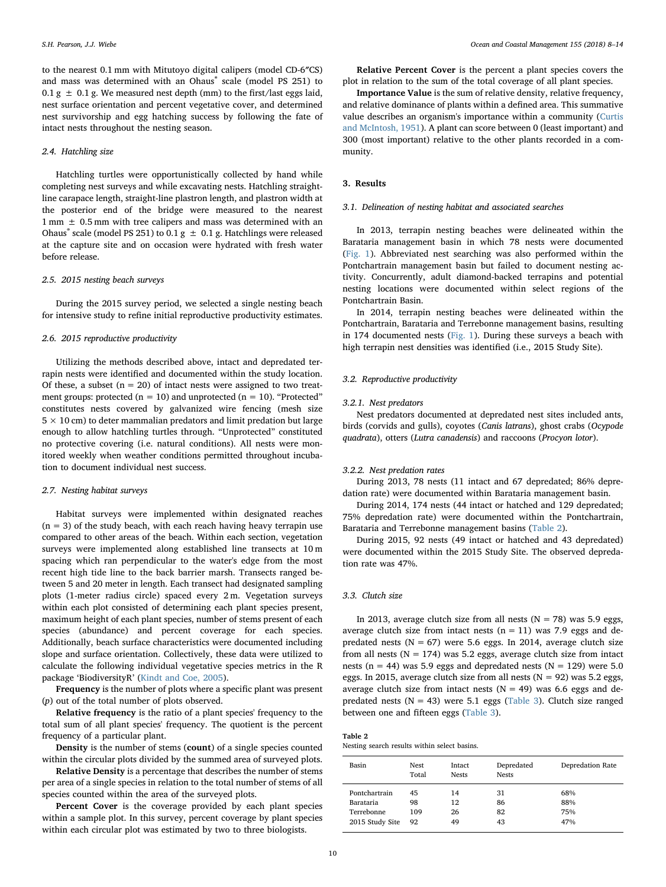to the nearest 0.1 mm with Mitutoyo digital calipers (model CD-6″CS) and mass was determined with an Ohaus® scale (model PS 251) to 0.1 g ± 0.1 g. We measured nest depth (mm) to the first/last eggs laid, nest surface orientation and percent vegetative cover, and determined nest survivorship and egg hatching success by following the fate of intact nests throughout the nesting season.

### 2.4. Hatchling size

Hatchling turtles were opportunistically collected by hand while completing nest surveys and while excavating nests. Hatchling straight-line carapace length, straight-line plastron length, and plastron width at the posterior end of the bridge were measured to the nearest 1 mm ± 0.5 mm with tree calipers and mass was determined with an Ohaus® scale (model PS 251) to 0.1 g ± 0.1 g. Hatchlings were released at the capture site and on occasion were hydrated with fresh water before release.

### 2.5. 2015 nesting beach surveys

During the 2015 survey period, we selected a single nesting beach for intensive study to refine initial reproductive productivity estimates.

### 2.6. 2015 reproductive productivity

Utilizing the methods described above, intact and depredated terrapin nests were identified and documented within the study location. Of these, a subset (n = 20) of intact nests were assigned to two treatment groups: protected (n = 10) and unprotected (n = 10). "Protected" constitutes nests covered by galvanized wire fencing (mesh size 5 × 10 cm) to deter mammalian predators and limit predation but large enough to allow hatchling turtles through. "Unprotected" constituted no protective covering (i.e. natural conditions). All nests were monitored weekly when weather conditions permitted throughout incubation to document individual nest success.

### 2.7. Nesting habitat surveys

Habitat surveys were implemented within designated reaches (n = 3) of the study beach, with each reach having heavy terrapin use compared to other areas of the beach. Within each section, vegetation surveys were implemented along established line transects at 10 m spacing which ran perpendicular to the water's edge from the most recent high tide line to the back barrier marsh. Transects ranged between 5 and 20 meter in length. Each transect had designated sampling plots (1-meter radius circle) spaced every 2 m. Vegetation surveys within each plot consisted of determining each plant species present, maximum height of each plant species, number of stems present of each species (abundance) and percent coverage for each species. Additionally, beach surface characteristics were documented including slope and surface orientation. Collectively, these data were utilized to calculate the following individual vegetative species metrics in the R package 'BiodiversityR' (Kindt and Coe, 2005).

**Frequency** is the number of plots where a specific plant was present (*p*) out of the total number of plots observed.

**Relative frequency** is the ratio of a plant species' frequency to the total sum of all plant species' frequency. The quotient is the percent frequency of a particular plant.

**Density** is the number of stems (**count**) of a single species counted within the circular plots divided by the summed area of surveyed plots.

**Relative Density** is a percentage that describes the number of stems per area of a single species in relation to the total number of stems of all species counted within the area of the surveyed plots.

**Percent Cover** is the coverage provided by each plant species within a sample plot. In this survey, percent coverage by plant species within each circular plot was estimated by two to three biologists.

**Relative Percent Cover** is the percent a plant species covers the plot in relation to the sum of the total coverage of all plant species.

**Importance Value** is the sum of relative density, relative frequency, and relative dominance of plants within a defined area. This summative value describes an organism's importance within a community (Curtis and McIntosh, 1951). A plant can score between 0 (least important) and 300 (most important) relative to the other plants recorded in a community.

## 3. Results

### 3.1. Delineation of nesting habitat and associated searches

In 2013, terrapin nesting beaches were delineated within the Barataria management basin in which 78 nests were documented (Fig. 1). Abbreviated nest searching was also performed within the Pontchartrain management basin but failed to document nesting activity. Concurrently, adult diamond-backed terrapins and potential nesting locations were documented within select regions of the Pontchartrain Basin.

In 2014, terrapin nesting beaches were delineated within the Pontchartrain, Barataria and Terrebonne management basins, resulting in 174 documented nests (Fig. 1). During these surveys a beach with high terrapin nest densities was identified (i.e., 2015 Study Site).

### 3.2. Reproductive productivity

#### 3.2.1. Nest predators

Nest predators documented at depredated nest sites included ants, birds (corvids and gulls), coyotes (*Canis latrans*), ghost crabs (*Ocypode quadrata*), otters (*Lutra canadensis*) and raccoons (*Procyon lotor*).

#### 3.2.2. Nest predation rates

During 2013, 78 nests (11 intact and 67 depredated; 86% depredation rate) were documented within Barataria management basin.

During 2014, 174 nests (44 intact or hatched and 129 depredated; 75% depredation rate) were documented within the Pontchartrain, Barataria and Terrebonne management basins (Table 2).

During 2015, 92 nests (49 intact or hatched and 43 depredated) were documented within the 2015 Study Site. The observed depredation rate was 47%.

### 3.3. Clutch size

In 2013, average clutch size from all nests (N = 78) was 5.9 eggs, average clutch size from intact nests (n = 11) was 7.9 eggs and depredated nests (N = 67) were 5.6 eggs. In 2014, average clutch size from all nests (N = 174) was 5.2 eggs, average clutch size from intact nests (n = 44) was 5.9 eggs and depredated nests (N = 129) were 5.0 eggs. In 2015, average clutch size from all nests (N = 92) was 5.2 eggs, average clutch size from intact nests (N = 49) was 6.6 eggs and depredated nests (N = 43) were 5.1 eggs (Table 3). Clutch size ranged between one and fifteen eggs (Table 3).

**Table 2**
Nesting search results within select basins.

| Basin | Nest Total | Intact Nests | Depredated Nests | Depredation Rate |
|---|---|---|---|---|
| Pontchartrain | 45 | 14 | 31 | 68% |
| Barataria | 98 | 12 | 86 | 88% |
| Terrebonne | 109 | 26 | 82 | 75% |
| 2015 Study Site | 92 | 49 | 43 | 47% |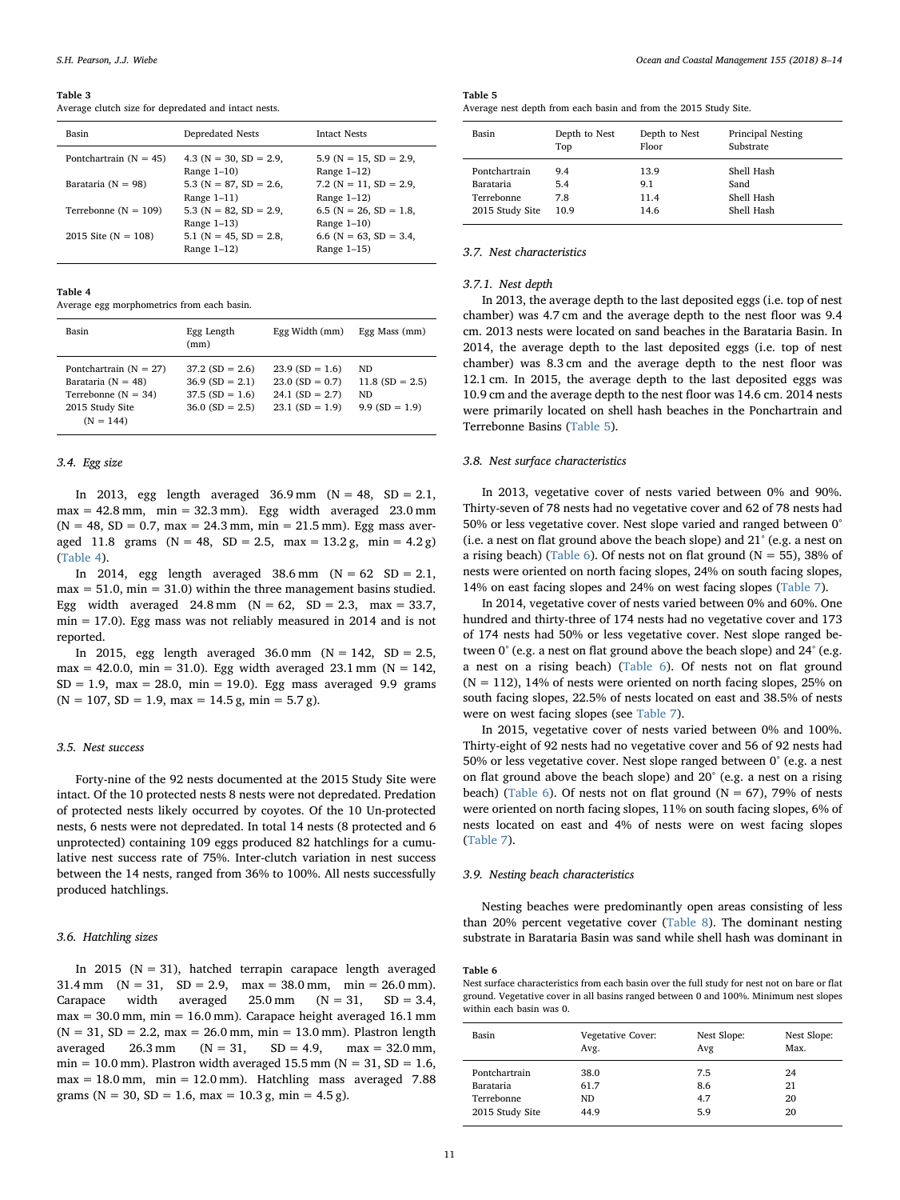**Table 3**
Average clutch size for depredated and intact nests.

| Basin | Depredated Nests | Intact Nests |
|---|---|---|
| Pontchartrain (N = 45) | 4.3 (N = 30, SD = 2.9, Range 1–10) | 5.9 (N = 15, SD = 2.9, Range 1–12) |
| Barataria (N = 98) | 5.3 (N = 87, SD = 2.6, Range 1–11) | 7.2 (N = 11, SD = 2.9, Range 1–12) |
| Terrebonne (N = 109) | 5.3 (N = 82, SD = 2.9, Range 1–13) | 6.5 (N = 26, SD = 1.8, Range 1–10) |
| 2015 Site (N = 108) | 5.1 (N = 45, SD = 2.8, Range 1–12) | 6.6 (N = 63, SD = 3.4, Range 1–15) |

**Table 4**
Average egg morphometrics from each basin.

| Basin | Egg Length (mm) | Egg Width (mm) | Egg Mass (mm) |
|---|---|---|---|
| Pontchartrain (N = 27) | 37.2 (SD = 2.6) | 23.9 (SD = 1.6) | ND |
| Barataria (N = 48) | 36.9 (SD = 2.1) | 23.0 (SD = 0.7) | 11.8 (SD = 2.5) |
| Terrebonne (N = 34) | 37.5 (SD = 1.6) | 24.1 (SD = 2.7) | ND |
| 2015 Study Site (N = 144) | 36.0 (SD = 2.5) | 23.1 (SD = 1.9) | 9.9 (SD = 1.9) |

### 3.4. Egg size

In 2013, egg length averaged 36.9 mm (N = 48, SD = 2.1, max = 42.8 mm, min = 32.3 mm). Egg width averaged 23.0 mm (N = 48, SD = 0.7, max = 24.3 mm, min = 21.5 mm). Egg mass averaged 11.8 grams (N = 48, SD = 2.5, max = 13.2 g, min = 4.2 g) (Table 4).

In 2014, egg length averaged 38.6 mm (N = 62 SD = 2.1, max = 51.0, min = 31.0) within the three management basins studied. Egg width averaged 24.8 mm (N = 62, SD = 2.3, max = 33.7, min = 17.0). Egg mass was not reliably measured in 2014 and is not reported.

In 2015, egg length averaged 36.0 mm (N = 142, SD = 2.5, max = 42.0.0, min = 31.0). Egg width averaged 23.1 mm (N = 142, SD = 1.9, max = 28.0, min = 19.0). Egg mass averaged 9.9 grams (N = 107, SD = 1.9, max = 14.5 g, min = 5.7 g).

### 3.5. Nest success

Forty-nine of the 92 nests documented at the 2015 Study Site were intact. Of the 10 protected nests 8 nests were not depredated. Predation of protected nests likely occurred by coyotes. Of the 10 Un-protected nests, 6 nests were not depredated. In total 14 nests (8 protected and 6 unprotected) containing 109 eggs produced 82 hatchlings for a cumulative nest success rate of 75%. Inter-clutch variation in nest success between the 14 nests, ranged from 36% to 100%. All nests successfully produced hatchlings.

### 3.6. Hatchling sizes

In 2015 (N = 31), hatched terrapin carapace length averaged 31.4 mm (N = 31, SD = 2.9, max = 38.0 mm, min = 26.0 mm). Carapace width averaged 25.0 mm (N = 31, SD = 3.4, max = 30.0 mm, min = 16.0 mm). Carapace height averaged 16.1 mm (N = 31, SD = 2.2, max = 26.0 mm, min = 13.0 mm). Plastron length averaged 26.3 mm (N = 31, SD = 4.9, max = 32.0 mm, min = 10.0 mm). Plastron width averaged 15.5 mm (N = 31, SD = 1.6, max = 18.0 mm, min = 12.0 mm). Hatchling mass averaged 7.88 grams (N = 30, SD = 1.6, max = 10.3 g, min = 4.5 g).

**Table 5**
Average nest depth from each basin and from the 2015 Study Site.

| Basin | Depth to Nest Top | Depth to Nest Floor | Principal Nesting Substrate |
|---|---|---|---|
| Pontchartrain | 9.4 | 13.9 | Shell Hash |
| Barataria | 5.4 | 9.1 | Sand |
| Terrebonne | 7.8 | 11.4 | Shell Hash |
| 2015 Study Site | 10.9 | 14.6 | Shell Hash |

### 3.7. Nest characteristics

#### 3.7.1. Nest depth

In 2013, the average depth to the last deposited eggs (i.e. top of nest chamber) was 4.7 cm and the average depth to the nest floor was 9.4 cm. 2013 nests were located on sand beaches in the Barataria Basin. In 2014, the average depth to the last deposited eggs (i.e. top of nest chamber) was 8.3 cm and the average depth to the nest floor was 12.1 cm. In 2015, the average depth to the last deposited eggs was 10.9 cm and the average depth to the nest floor was 14.6 cm. 2014 nests were primarily located on shell hash beaches in the Ponchartrain and Terrebonne Basins (Table 5).

### 3.8. Nest surface characteristics

In 2013, vegetative cover of nests varied between 0% and 90%. Thirty-seven of 78 nests had no vegetative cover and 62 of 78 nests had 50% or less vegetative cover. Nest slope varied and ranged between 0° (i.e. a nest on flat ground above the beach slope) and 21° (e.g. a nest on a rising beach) (Table 6). Of nests not on flat ground (N = 55), 38% of nests were oriented on north facing slopes, 24% on south facing slopes, 14% on east facing slopes and 24% on west facing slopes (Table 7).

In 2014, vegetative cover of nests varied between 0% and 60%. One hundred and thirty-three of 174 nests had no vegetative cover and 173 of 174 nests had 50% or less vegetative cover. Nest slope ranged between 0° (e.g. a nest on flat ground above the beach slope) and 24° (e.g. a nest on a rising beach) (Table 6). Of nests not on flat ground (N = 112), 14% of nests were oriented on north facing slopes, 25% on south facing slopes, 22.5% of nests located on east and 38.5% of nests were on west facing slopes (see Table 7).

In 2015, vegetative cover of nests varied between 0% and 100%. Thirty-eight of 92 nests had no vegetative cover and 56 of 92 nests had 50% or less vegetative cover. Nest slope ranged between 0° (e.g. a nest on flat ground above the beach slope) and 20° (e.g. a nest on a rising beach) (Table 6). Of nests not on flat ground (N = 67), 79% of nests were oriented on north facing slopes, 11% on south facing slopes, 6% of nests located on east and 4% of nests were on west facing slopes (Table 7).

### 3.9. Nesting beach characteristics

Nesting beaches were predominantly open areas consisting of less than 20% percent vegetative cover (Table 8). The dominant nesting substrate in Barataria Basin was sand while shell hash was dominant in

**Table 6**
Nest surface characteristics from each basin over the full study for nest not on bare or flat ground. Vegetative cover in all basins ranged between 0 and 100%. Minimum nest slopes within each basin was 0.

| Basin | Vegetative Cover: Avg. | Nest Slope: Avg | Nest Slope: Max. |
|---|---|---|---|
| Pontchartrain | 38.0 | 7.5 | 24 |
| Barataria | 61.7 | 8.6 | 21 |
| Terrebonne | ND | 4.7 | 20 |
| 2015 Study Site | 44.9 | 5.9 | 20 |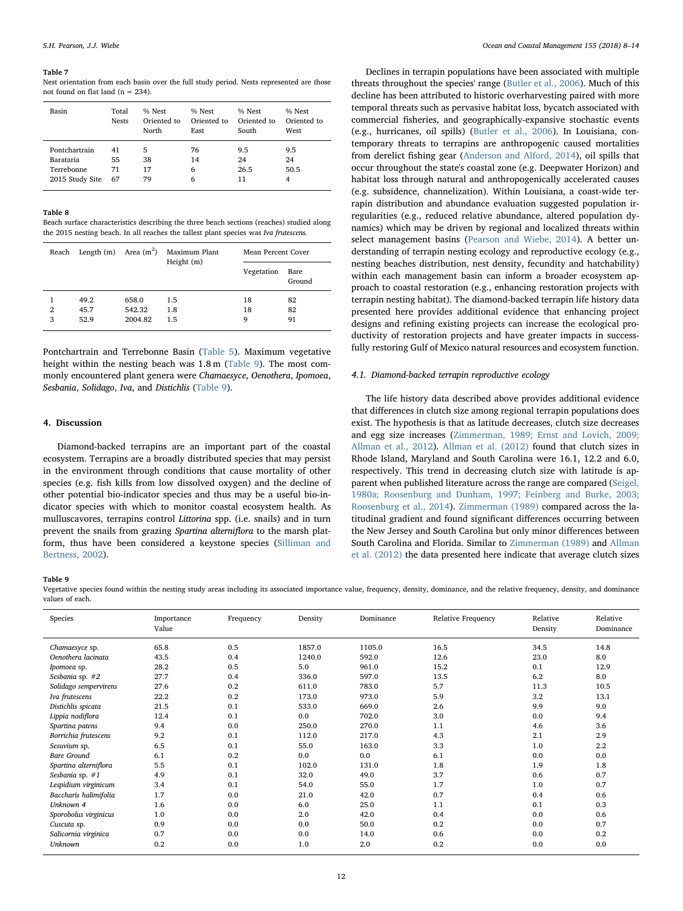**Table 7**
Nest orientation from each basin over the full study period. Nests represented are those not found on flat land (n = 234).

| Basin | Total Nests | % Nest Oriented to North | % Nest Oriented to East | % Nest Oriented to South | % Nest Oriented to West |
|---|---|---|---|---|---|
| Pontchartrain | 41 | 5 | 76 | 9.5 | 9.5 |
| Barataria | 55 | 38 | 14 | 24 | 24 |
| Terrebonne | 71 | 17 | 6 | 26.5 | 50.5 |
| 2015 Study Site | 67 | 79 | 6 | 11 | 4 |

**Table 8**
Beach surface characteristics describing the three beach sections (reaches) studied along the 2015 nesting beach. In all reaches the tallest plant species was *Iva frutescens*.

| Reach | Length (m) | Area ($m^2$) | Maximum Plant Height (m) | Mean Percent Cover | |
|---|---|---|---|---|---|
| | | | | Vegetation | Bare Ground |
| 1 | 49.2 | 658.0 | 1.5 | 18 | 82 |
| 2 | 45.7 | 542.32 | 1.8 | 18 | 82 |
| 3 | 52.9 | 2004.82 | 1.5 | 9 | 91 |

Pontchartrain and Terrebonne Basin (Table 5). Maximum vegetative height within the nesting beach was 1.8 m (Table 9). The most commonly encountered plant genera were *Chamaesyce*, *Oenothera*, *Ipomoea*, *Sesbania*, *Solidago*, *Iva*, and *Distichlis* (Table 9).

## 4. Discussion

Diamond-backed terrapins are an important part of the coastal ecosystem. Terrapins are a broadly distributed species that may persist in the environment through conditions that cause mortality of other species (e.g. fish kills from low dissolved oxygen) and the decline of other potential bio-indicator species and thus may be a useful bio-indicator species with which to monitor coastal ecosystem health. As mulluscavores, terrapins control *Littorina* spp. (i.e. snails) and in turn prevent the snails from grazing *Spartina alterniflora* to the marsh platform, thus have been considered a keystone species (Silliman and Bertness, 2002).

Declines in terrapin populations have been associated with multiple threats throughout the species' range (Butler et al., 2006). Much of this decline has been attributed to historic overharvesting paired with more temporal threats such as pervasive habitat loss, bycatch associated with commercial fisheries, and geographically-expansive stochastic events (e.g., hurricanes, oil spills) (Butler et al., 2006). In Louisiana, contemporary threats to terrapins are anthropogenic caused mortalities from derelict fishing gear (Anderson and Alford, 2014), oil spills that occur throughout the state's coastal zone (e.g. Deepwater Horizon) and habitat loss through natural and anthropogenically accelerated causes (e.g. subsidence, channelization). Within Louisiana, a coast-wide terrapin distribution and abundance evaluation suggested population irregularities (e.g., reduced relative abundance, altered population dynamics) which may be driven by regional and localized threats within select management basins (Pearson and Wiebe, 2014). A better understanding of terrapin nesting ecology and reproductive ecology (e.g., nesting beaches distribution, nest density, fecundity and hatchability) within each management basin can inform a broader ecosystem approach to coastal restoration (e.g., enhancing restoration projects with terrapin nesting habitat). The diamond-backed terrapin life history data presented here provides additional evidence that enhancing project designs and refining existing projects can increase the ecological productivity of restoration projects and have greater impacts in successfully restoring Gulf of Mexico natural resources and ecosystem function.

### 4.1. Diamond-backed terrapin reproductive ecology

The life history data described above provides additional evidence that differences in clutch size among regional terrapin populations does exist. The hypothesis is that as latitude decreases, clutch size decreases and egg size increases (Zimmerman, 1989; Ernst and Lovich, 2009; Allman et al., 2012). Allman et al. (2012) found that clutch sizes in Rhode Island, Maryland and South Carolina were 16.1, 12.2 and 6.0, respectively. This trend in decreasing clutch size with latitude is apparent when published literature across the range are compared (Seigel, 1980a; Roosenburg and Dunham, 1997; Feinberg and Burke, 2003; Roosenburg et al., 2014). Zimmerman (1989) compared across the latitudinal gradient and found significant differences occurring between the New Jersey and South Carolina but only minor differences between South Carolina and Florida. Similar to Zimmerman (1989) and Allman et al. (2012) the data presented here indicate that average clutch sizes

**Table 9**
Vegetative species found within the nesting study areas including its associated importance value, frequency, density, dominance, and the relative frequency, density, and dominance values of each.

| Species | Importance Value | Frequency | Density | Dominance | Relative Frequency | Relative Density | Relative Dominance |
|---|---|---|---|---|---|---|---|
| *Chamaesyce* sp. | 65.8 | 0.5 | 1857.0 | 1105.0 | 16.5 | 34.5 | 14.8 |
| *Oenothera lacinata* | 43.5 | 0.4 | 1240.0 | 592.0 | 12.6 | 23.0 | 8.0 |
| *Ipomoea* sp. | 28.2 | 0.5 | 5.0 | 961.0 | 15.2 | 0.1 | 12.9 |
| *Sesbania* sp. #2 | 27.7 | 0.4 | 336.0 | 597.0 | 13.5 | 6.2 | 8.0 |
| *Solidago sempervirens* | 27.6 | 0.2 | 611.0 | 783.0 | 5.7 | 11.3 | 10.5 |
| *Iva frutescens* | 22.2 | 0.2 | 173.0 | 973.0 | 5.9 | 3.2 | 13.1 |
| *Distichlis spicata* | 21.5 | 0.1 | 533.0 | 669.0 | 2.6 | 9.9 | 9.0 |
| *Lippia nodiflora* | 12.4 | 0.1 | 0.0 | 702.0 | 3.0 | 0.0 | 9.4 |
| *Spartina patens* | 9.4 | 0.0 | 250.0 | 270.0 | 1.1 | 4.6 | 3.6 |
| *Borrichia frutescens* | 9.2 | 0.1 | 112.0 | 217.0 | 4.3 | 2.1 | 2.9 |
| *Sesuvium* sp. | 6.5 | 0.1 | 55.0 | 163.0 | 3.3 | 1.0 | 2.2 |
| *Bare Ground* | 6.1 | 0.2 | 0.0 | 0.0 | 6.1 | 0.0 | 0.0 |
| *Spartina alterniflora* | 5.5 | 0.1 | 102.0 | 131.0 | 1.8 | 1.9 | 1.8 |
| *Sesbania* sp. #1 | 4.9 | 0.1 | 32.0 | 49.0 | 3.7 | 0.6 | 0.7 |
| *Lespidium virginicum* | 3.4 | 0.1 | 54.0 | 55.0 | 1.7 | 1.0 | 0.7 |
| *Baccharis halimifolia* | 1.7 | 0.0 | 21.0 | 42.0 | 0.7 | 0.4 | 0.6 |
| *Unknown 4* | 1.6 | 0.0 | 6.0 | 25.0 | 1.1 | 0.1 | 0.3 |
| *Sporobolus virginicus* | 1.0 | 0.0 | 2.0 | 42.0 | 0.4 | 0.0 | 0.6 |
| *Cuscuta* sp. | 0.9 | 0.0 | 0.0 | 50.0 | 0.2 | 0.0 | 0.7 |
| *Salicornia virginica* | 0.7 | 0.0 | 0.0 | 14.0 | 0.6 | 0.0 | 0.2 |
| *Unknown* | 0.2 | 0.0 | 1.0 | 2.0 | 0.2 | 0.0 | 0.0 |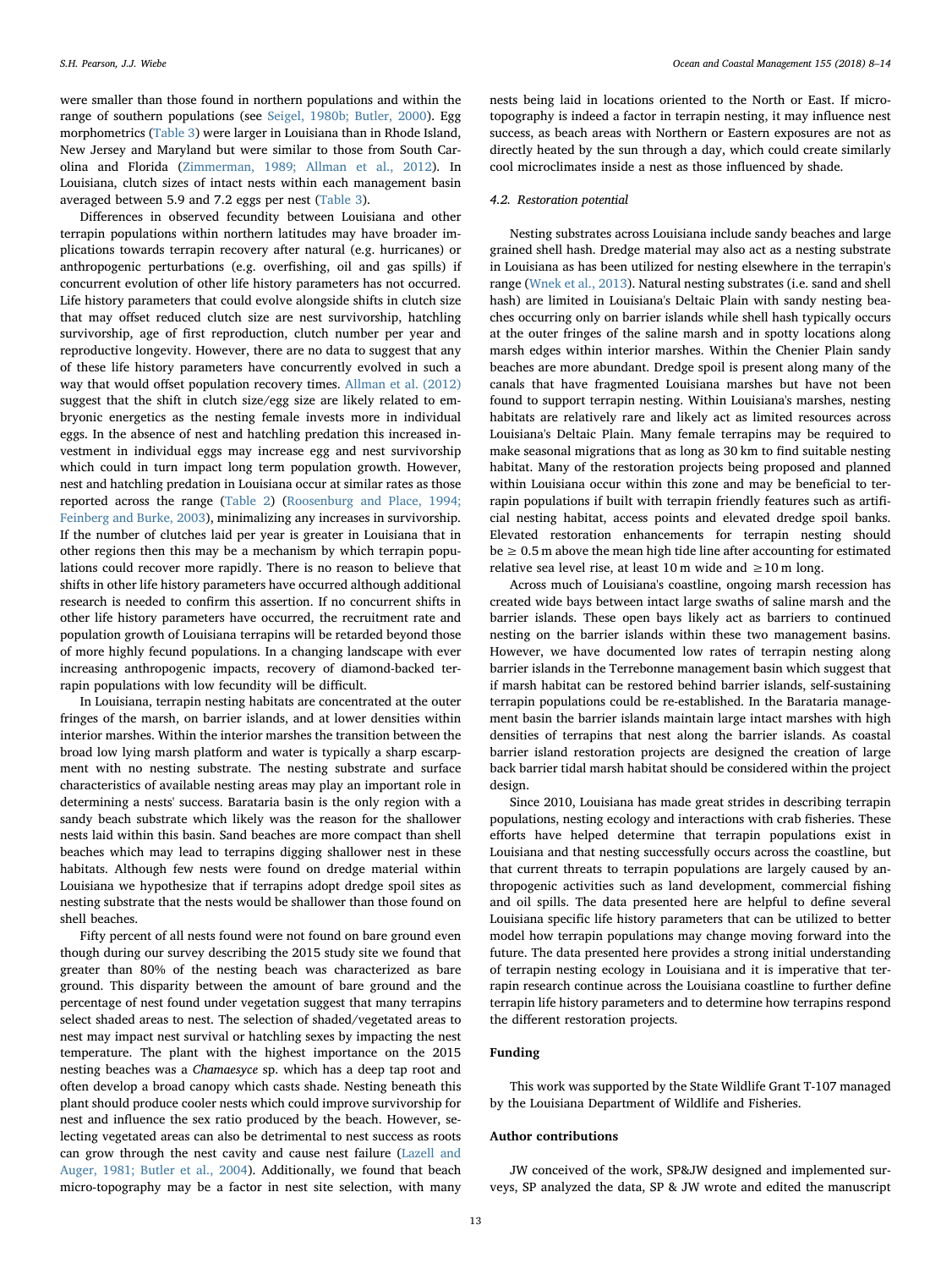were smaller than those found in northern populations and within the range of southern populations (see Seigel, 1980b; Butler, 2000). Egg morphometrics (Table 3) were larger in Louisiana than in Rhode Island, New Jersey and Maryland but were similar to those from South Carolina and Florida (Zimmerman, 1989; Allman et al., 2012). In Louisiana, clutch sizes of intact nests within each management basin averaged between 5.9 and 7.2 eggs per nest (Table 3).

Differences in observed fecundity between Louisiana and other terrapin populations within northern latitudes may have broader implications towards terrapin recovery after natural (e.g. hurricanes) or anthropogenic perturbations (e.g. overfishing, oil and gas spills) if concurrent evolution of other life history parameters has not occurred. Life history parameters that could evolve alongside shifts in clutch size that may offset reduced clutch size are nest survivorship, hatchling survivorship, age of first reproduction, clutch number per year and reproductive longevity. However, there are no data to suggest that any of these life history parameters have concurrently evolved in such a way that would offset population recovery times. Allman et al. (2012) suggest that the shift in clutch size/egg size are likely related to embryonic energetics as the nesting female invests more in individual eggs. In the absence of nest and hatchling predation this increased investment in individual eggs may increase egg and nest survivorship which could in turn impact long term population growth. However, nest and hatchling predation in Louisiana occur at similar rates as those reported across the range (Table 2) (Roosenburg and Place, 1994; Feinberg and Burke, 2003), minimalizing any increases in survivorship. If the number of clutches laid per year is greater in Louisiana that in other regions then this may be a mechanism by which terrapin populations could recover more rapidly. There is no reason to believe that shifts in other life history parameters have occurred although additional research is needed to confirm this assertion. If no concurrent shifts in other life history parameters have occurred, the recruitment rate and population growth of Louisiana terrapins will be retarded beyond those of more highly fecund populations. In a changing landscape with ever increasing anthropogenic impacts, recovery of diamond-backed terrapin populations with low fecundity will be difficult.

In Louisiana, terrapin nesting habitats are concentrated at the outer fringes of the marsh, on barrier islands, and at lower densities within interior marshes. Within the interior marshes the transition between the broad low lying marsh platform and water is typically a sharp escarpment with no nesting substrate. The nesting substrate and surface characteristics of available nesting areas may play an important role in determining a nests' success. Barataria basin is the only region with a sandy beach substrate which likely was the reason for the shallower nests laid within this basin. Sand beaches are more compact than shell beaches which may lead to terrapins digging shallower nest in these habitats. Although few nests were found on dredge material within Louisiana we hypothesize that if terrapins adopt dredge spoil sites as nesting substrate that the nests would be shallower than those found on shell beaches.

Fifty percent of all nests found were not found on bare ground even though during our survey describing the 2015 study site we found that greater than 80% of the nesting beach was characterized as bare ground. This disparity between the amount of bare ground and the percentage of nest found under vegetation suggest that many terrapins select shaded areas to nest. The selection of shaded/vegetated areas to nest may impact nest survival or hatchling sexes by impacting the nest temperature. The plant with the highest importance on the 2015 nesting beaches was a *Chamaesyce* sp. which has a deep tap root and often develop a broad canopy which casts shade. Nesting beneath this plant should produce cooler nests which could improve survivorship for nest and influence the sex ratio produced by the beach. However, selecting vegetated areas can also be detrimental to nest success as roots can grow through the nest cavity and cause nest failure (Lazell and Auger, 1981; Butler et al., 2004). Additionally, we found that beach micro-topography may be a factor in nest site selection, with many nests being laid in locations oriented to the North or East. If micro-topography is indeed a factor in terrapin nesting, it may influence nest success, as beach areas with Northern or Eastern exposures are not as directly heated by the sun through a day, which could create similarly cool microclimates inside a nest as those influenced by shade.

### 4.2. Restoration potential

Nesting substrates across Louisiana include sandy beaches and large grained shell hash. Dredge material may also act as a nesting substrate in Louisiana as has been utilized for nesting elsewhere in the terrapin's range (Wnek et al., 2013). Natural nesting substrates (i.e. sand and shell hash) are limited in Louisiana's Deltaic Plain with sandy nesting beaches occurring only on barrier islands while shell hash typically occurs at the outer fringes of the saline marsh and in spotty locations along marsh edges within interior marshes. Within the Chenier Plain sandy beaches are more abundant. Dredge spoil is present along many of the canals that have fragmented Louisiana marshes but have not been found to support terrapin nesting. Within Louisiana's marshes, nesting habitats are relatively rare and likely act as limited resources across Louisiana's Deltaic Plain. Many female terrapins may be required to make seasonal migrations that as long as 30 km to find suitable nesting habitat. Many of the restoration projects being proposed and planned within Louisiana occur within this zone and may be beneficial to terrapin populations if built with terrapin friendly features such as artificial nesting habitat, access points and elevated dredge spoil banks. Elevated restoration enhancements for terrapin nesting should be $\geq 0.5$ m above the mean high tide line after accounting for estimated relative sea level rise, at least 10 m wide and $\geq 10$ m long.

Across much of Louisiana's coastline, ongoing marsh recession has created wide bays between intact large swaths of saline marsh and the barrier islands. These open bays likely act as barriers to continued nesting on the barrier islands within these two management basins. However, we have documented low rates of terrapin nesting along barrier islands in the Terrebonne management basin which suggest that if marsh habitat can be restored behind barrier islands, self-sustaining terrapin populations could be re-established. In the Barataria management basin the barrier islands maintain large intact marshes with high densities of terrapins that nest along the barrier islands. As coastal barrier island restoration projects are designed the creation of large back barrier tidal marsh habitat should be considered within the project design.

Since 2010, Louisiana has made great strides in describing terrapin populations, nesting ecology and interactions with crab fisheries. These efforts have helped determine that terrapin populations exist in Louisiana and that nesting successfully occurs across the coastline, but that current threats to terrapin populations are largely caused by anthropogenic activities such as land development, commercial fishing and oil spills. The data presented here are helpful to define several Louisiana specific life history parameters that can be utilized to better model how terrapin populations may change moving forward into the future. The data presented here provides a strong initial understanding of terrapin nesting ecology in Louisiana and it is imperative that terrapin research continue across the Louisiana coastline to further define terrapin life history parameters and to determine how terrapins respond the different restoration projects.

## Funding

This work was supported by the State Wildlife Grant T-107 managed by the Louisiana Department of Wildlife and Fisheries.

## Author contributions

JW conceived of the work, SP&JW designed and implemented surveys, SP analyzed the data, SP & JW wrote and edited the manuscript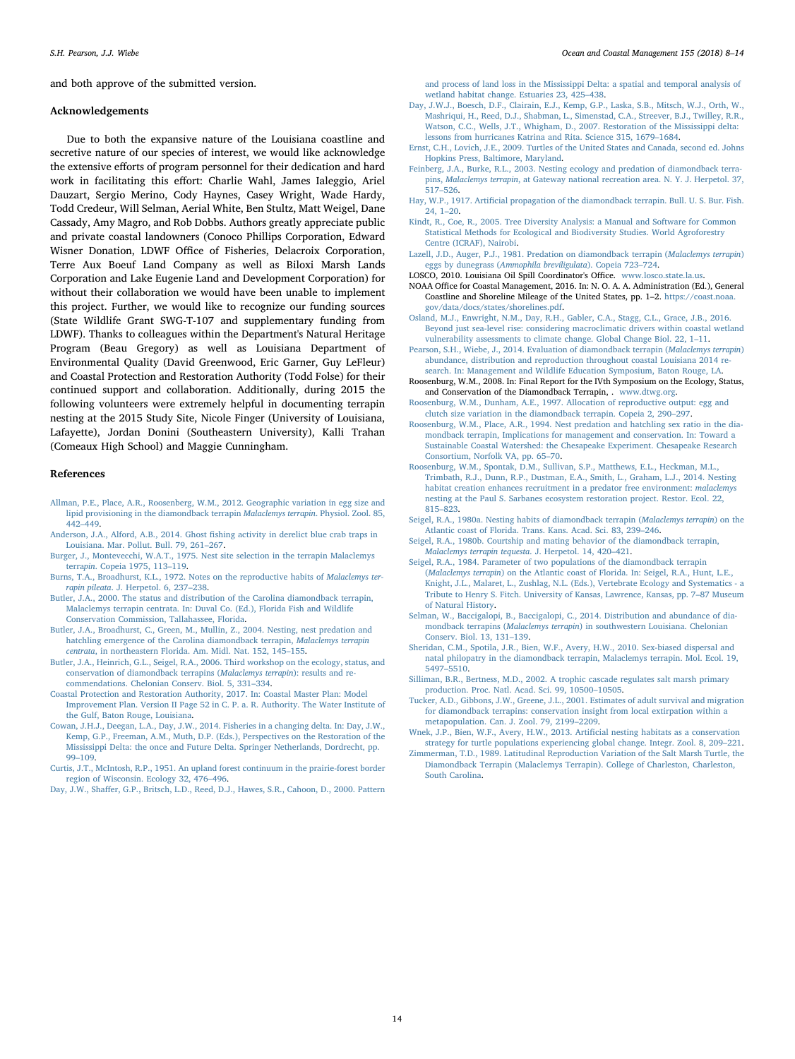and both approve of the submitted version.

## Acknowledgements

Due to both the expansive nature of the Louisiana coastline and secretive nature of our species of interest, we would like acknowledge the extensive efforts of program personnel for their dedication and hard work in facilitating this effort: Charlie Wahl, James Ialeggio, Ariel Dauzart, Sergio Merino, Cody Haynes, Casey Wright, Wade Hardy, Todd Credeur, Will Selman, Aerial White, Ben Stultz, Matt Weigel, Dane Cassady, Amy Magro, and Rob Dobbs. Authors greatly appreciate public and private coastal landowners (Conoco Phillips Corporation, Edward Wisner Donation, LDWF Office of Fisheries, Delacroix Corporation, Terre Aux Boeuf Land Company as well as Biloxi Marsh Lands Corporation and Lake Eugenie Land and Development Corporation) for without their collaboration we would have been unable to implement this project. Further, we would like to recognize our funding sources (State Wildlife Grant SWG-T-107 and supplementary funding from LDWF). Thanks to colleagues within the Department's Natural Heritage Program (Beau Gregory) as well as Louisiana Department of Environmental Quality (David Greenwood, Eric Garner, Guy LeFleur) and Coastal Protection and Restoration Authority (Todd Folse) for their continued support and collaboration. Additionally, during 2015 the following volunteers were extremely helpful in documenting terrapin nesting at the 2015 Study Site, Nicole Finger (University of Louisiana, Lafayette), Jordan Donini (Southeastern University), Kalli Trahan (Comeaux High School) and Maggie Cunningham.

## References

Allman, P.E., Place, A.R., Roosenberg, W.M., 2012. Geographic variation in egg size and lipid provisioning in the diamondback terrapin *Malaclemys terrapin*. Physiol. Zool. 85, 442–449.

Anderson, J.A., Alford, A.B., 2014. Ghost fishing activity in derelict blue crab traps in Louisiana. Mar. Pollut. Bull. 79, 261–267.

Burger, J., Montevecchi, W.A.T., 1975. Nest site selection in the terrapin Malaclemys terrapin. Copeia 1975, 113–119.

Burns, T.A., Broadhurst, K.L., 1972. Notes on the reproductive habits of *Malaclemys terrapin pileata*. J. Herpetol. 6, 237–238.

Butler, J.A., 2000. The status and distribution of the Carolina diamondback terrapin, Malaclemys terrapin centrata. In: Duval Co. (Ed.), Florida Fish and Wildlife Conservation Commission, Tallahassee, Florida.

Butler, J.A., Broadhurst, C., Green, M., Mullin, Z., 2004. Nesting, nest predation and hatchling emergence of the Carolina diamondback terrapin, *Malaclemys terrapin centrata*, in northeastern Florida. Am. Midl. Nat. 152, 145–155.

Butler, J.A., Heinrich, G.L., Seigel, R.A., 2006. Third workshop on the ecology, status, and conservation of diamondback terrapins (*Malaclemys terrapin*): results and recommendations. Chelonian Conserv. Biol. 5, 331–334.

Coastal Protection and Restoration Authority, 2017. In: Coastal Master Plan: Model Improvement Plan. Version II Page 52 in C. P. a. R. Authority. The Water Institute of the Gulf, Baton Rouge, Louisiana.

Cowan, J.H.J., Deegan, L.A., Day, J.W., 2014. Fisheries in a changing delta. In: Day, J.W., Kemp, G.P., Freeman, A.M., Muth, D.P. (Eds.), Perspectives on the Restoration of the Mississippi Delta: the once and Future Delta. Springer Netherlands, Dordrecht, pp. 99–109.

Curtis, J.T., McIntosh, R.P., 1951. An upland forest continuum in the prairie-forest border region of Wisconsin. Ecology 32, 476–496.

Day, J.W., Shaffer, G.P., Britsch, L.D., Reed, D.J., Hawes, S.R., Cahoon, D., 2000. Pattern and process of land loss in the Mississippi Delta: a spatial and temporal analysis of wetland habitat change. Estuaries 23, 425–438.

Day, J.W.J., Boesch, D.F., Clairain, E.J., Kemp, G.P., Laska, S.B., Mitsch, W.J., Orth, W., Mashriqui, H., Reed, D.J., Shabman, L., Simenstad, C.A., Streever, B.J., Twilley, R.R., Watson, C.C., Wells, J.T., Whigham, D., 2007. Restoration of the Mississippi delta: lessons from hurricanes Katrina and Rita. Science 315, 1679–1684.

Ernst, C.H., Lovich, J.E., 2009. Turtles of the United States and Canada, second ed. Johns Hopkins Press, Baltimore, Maryland.

Feinberg, J.A., Burke, R.L., 2003. Nesting ecology and predation of diamondback terrapins, *Malaclemys terrapin*, at Gateway national recreation area. N. Y. J. Herpetol. 37, 517–526.

Hay, W.P., 1917. Artificial propagation of the diamondback terrapin. Bull. U. S. Bur. Fish. 24, 1–20.

Kindt, R., Coe, R., 2005. Tree Diversity Analysis: a Manual and Software for Common Statistical Methods for Ecological and Biodiversity Studies. World Agroforestry Centre (ICRAF), Nairobi.

Lazell, J.D., Auger, P.J., 1981. Predation on diamondback terrapin (*Malaclemys terrapin*) eggs by dunegrass (*Ammophila breviligulata*). Copeia 723–724.

LOSCO, 2010. Louisiana Oil Spill Coordinator's Office. www.losco.state.la.us.

NOAA Office for Coastal Management, 2016. In: N. O. A. A. Administration (Ed.), General Coastline and Shoreline Mileage of the United States, pp. 1–2. https://coast.noaa.gov/data/docs/states/shorelines.pdf.

Osland, M.J., Enwright, N.M., Day, R.H., Gabler, C.A., Stagg, C.L., Grace, J.B., 2016. Beyond just sea-level rise: considering macroclimatic drivers within coastal wetland vulnerability assessments to climate change. Global Change Biol. 22, 1–11.

Pearson, S.H., Wiebe, J., 2014. Evaluation of diamondback terrapin (*Malaclemys terrapin*) abundance, distribution and reproduction throughout coastal Louisiana 2014 research. In: Management and Wildlife Education Symposium, Baton Rouge, LA.

Roosenburg, W.M., 2008. In: Final Report for the IVth Symposium on the Ecology, Status, and Conservation of the Diamondback Terrapin, . www.dtwg.org.

Roosenburg, W.M., Dunham, A.E., 1997. Allocation of reproductive output: egg and clutch size variation in the diamondback terrapin. Copeia 2, 290–297.

Roosenburg, W.M., Place, A.R., 1994. Nest predation and hatchling sex ratio in the diamondback terrapin, Implications for management and conservation. In: Toward a Sustainable Coastal Watershed: the Chesapeake Experiment. Chesapeake Research Consortium, Norfolk VA, pp. 65–70.

Roosenburg, W.M., Spontak, D.M., Sullivan, S.P., Matthews, E.L., Heckman, M.L., Trimbath, R.J., Dunn, R.P., Dustman, E.A., Smith, L., Graham, L.J., 2014. Nesting habitat creation enhances recruitment in a predator free environment: *malaclemys* nesting at the Paul S. Sarbanes ecosystem restoration project. Restor. Ecol. 22, 815–823.

Seigel, R.A., 1980a. Nesting habits of diamondback terrapin (*Malaclemys terrapin*) on the Atlantic coast of Florida. Trans. Kans. Acad. Sci. 83, 239–246.

Seigel, R.A., 1980b. Courtship and mating behavior of the diamondback terrapin, *Malaclemys terrapin tequesta*. J. Herpetol. 14, 420–421.

Seigel, R.A., 1984. Parameter of two populations of the diamondback terrapin (*Malaclemys terrapin*) on the Atlantic coast of Florida. In: Seigel, R.A., Hunt, L.E., Knight, J.L., Malaret, L., Zushlag, N.L. (Eds.), Vertebrate Ecology and Systematics - a Tribute to Henry S. Fitch. University of Kansas, Lawrence, Kansas, pp. 7–87 Museum of Natural History.

Selman, W., Baccigalopi, B., Baccigalopi, C., 2014. Distribution and abundance of diamondback terrapins (*Malaclemys terrapin*) in southwestern Louisiana. Chelonian Conserv. Biol. 13, 131–139.

Sheridan, C.M., Spotila, J.R., Bien, W.F., Avery, H.W., 2010. Sex-biased dispersal and natal philopatry in the diamondback terrapin, Malaclemys terrapin. Mol. Ecol. 19, 5497–5510.

Silliman, B.R., Bertness, M.D., 2002. A trophic cascade regulates salt marsh primary production. Proc. Natl. Acad. Sci. 99, 10500–10505.

Tucker, A.D., Gibbons, J.W., Greene, J.L., 2001. Estimates of adult survival and migration for diamondback terrapins: conservation insight from local extirpation within a metapopulation. Can. J. Zool. 79, 2199–2209.

Wnek, J.P., Bien, W.F., Avery, H.W., 2013. Artificial nesting habitats as a conservation strategy for turtle populations experiencing global change. Integr. Zool. 8, 209–221.

Zimmerman, T.D., 1989. Latitudinal Reproduction Variation of the Salt Marsh Turtle, the Diamondback Terrapin (Malaclemys Terrapin). College of Charleston, Charleston, South Carolina.